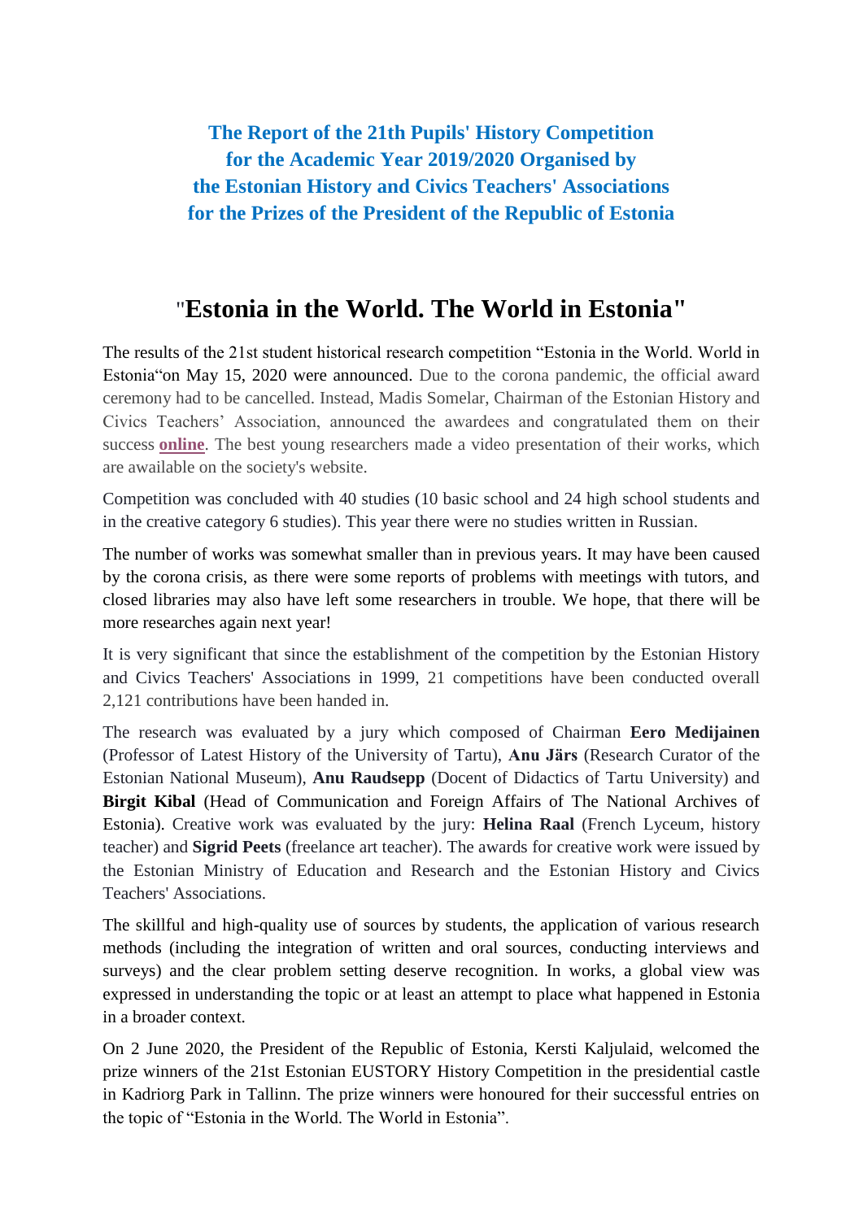# The Report of the 21th Pupils' History Competition for the Academic Year 2019/2020 Organised by the Estonian History and Civics Teachers' Associations for the Prizes of the President of the Republic of Estonia

## "Estonia in the World. The World in Estonia"

The results of the 21st student historical research competition "Estonia in the World. World in Estonia"on May 15, 2020 were announced. Due to the corona pandemic, the official award ceremony had to be cancelled. Instead, Madis Somelar, Chairman of the Estonian History and Civics Teachers' Association, announced the awardees and congratulated them on their success **online**. The best young researchers made a video presentation of their works, which are awailable on the society's website.

Competition was concluded with 40 studies (10 basic school and 24 high school students and in the creative category 6 studies). This year there were no studies written in Russian.

The number of works was somewhat smaller than in previous years. It may have been caused by the corona crisis, as there were some reports of problems with meetings with tutors, and closed libraries may also have left some researchers in trouble. We hope, that there will be more researches again next year!

It is very significant that since the establishment of the competition by the Estonian History and Civics Teachers' Associations in 1999, 21 competitions have been conducted overall 2,121 contributions have been handed in.

The research was evaluated by a jury which composed of Chairman **Eero Medijainen** (Professor of Latest History of the University of Tartu), **Anu Järs** (Research Curator of the Estonian National Museum), **Anu Raudsepp** (Docent of Didactics of Tartu University) and **Birgit Kibal** (Head of Communication and Foreign Affairs of The National Archives of Estonia). Creative work was evaluated by the jury: **Helina Raal** (French Lyceum, history teacher) and **Sigrid Peets** (freelance art teacher). The awards for creative work were issued by the Estonian Ministry of Education and Research and the Estonian History and Civics Teachers' Associations.

The skillful and high-quality use of sources by students, the application of various research methods (including the integration of written and oral sources, conducting interviews and surveys) and the clear problem setting deserve recognition. In works, a global view was expressed in understanding the topic or at least an attempt to place what happened in Estonia in a broader context.

On 2 June 2020, the President of the Republic of Estonia, Kersti Kaljulaid, welcomed the prize winners of the 21st Estonian EUSTORY History Competition in the presidential castle in Kadriorg Park in Tallinn. The prize winners were honoured for their successful entries on the topic of "Estonia in the World. The World in Estonia".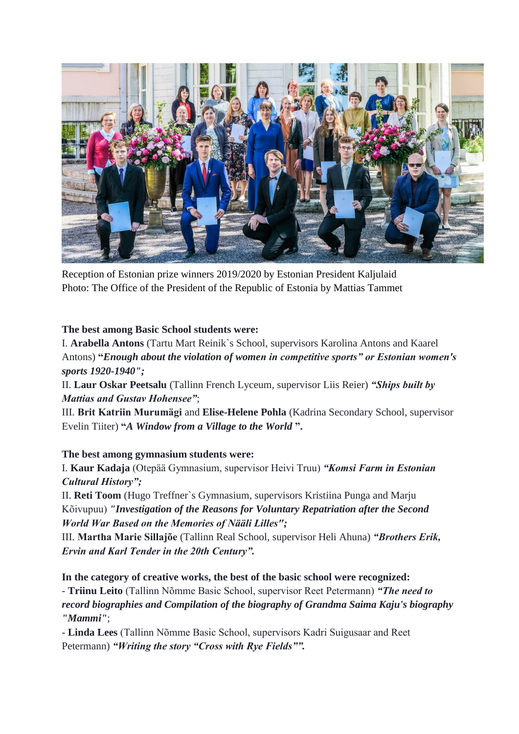Reception of Estonian prize winners 2019/2020 by Estonian President Kaljulaid
Photo: The Office of the President of the Republic of Estonia by Mattias Tammet

**The best among Basic School students were:**

I. **Arabella Antons** (Tartu Mart Reinik`s School, supervisors Karolina Antons and Kaarel Antons) **"*Enough about the violation of women in competitive sports" or Estonian women's sports 1920-1940";***

II. **Laur Oskar Peetsalu** (Tallinn French Lyceum, supervisor Liis Reier) ***"Ships built by Mattias and Gustav Hohensee"***;

III. **Brit Katriin Murumägi** and **Elise-Helene Pohla** (Kadrina Secondary School, supervisor Evelin Tiiter) **"*A Window from a Village to the World* ".**

**The best among gymnasium students were:**

I. **Kaur Kadaja** (Otepää Gymnasium, supervisor Heivi Truu) ***"Komsi Farm in Estonian Cultural History";***

II. **Reti Toom** (Hugo Treffner`s Gymnasium, supervisors Kristiina Punga and Marju Kõivupuu) ***"Investigation of the Reasons for Voluntary Repatriation after the Second World War Based on the Memories of Nääli Lilles";***

III. **Martha Marie Sillajõe** (Tallinn Real School, supervisor Heli Ahuna) ***"Brothers Erik, Ervin and Karl Tender in the 20th Century".***

**In the category of creative works, the best of the basic school were recognized:**

- **Triinu Leito** (Tallinn Nõmme Basic School, supervisor Reet Petermann) ***"The need to record biographies and Compilation of the biography of Grandma Saima Kaju's biography "Mammi"***;
- **Linda Lees** (Tallinn Nõmme Basic School, supervisors Kadri Suigusaar and Reet Petermann) ***"Writing the story "Cross with Rye Fields"".***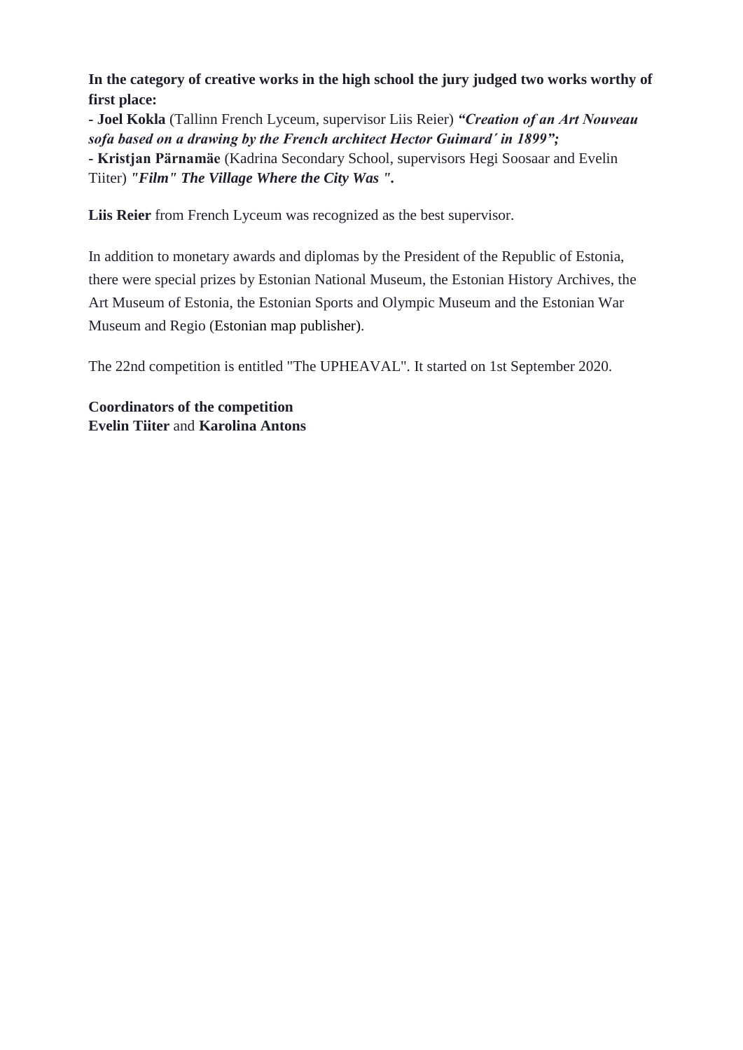**In the category of creative works in the high school the jury judged two works worthy of first place:**

- **Joel Kokla** (Tallinn French Lyceum, supervisor Liis Reier) ***"Creation of an Art Nouveau sofa based on a drawing by the French architect Hector Guimard´ in 1899";***
- **Kristjan Pärnamäe** (Kadrina Secondary School, supervisors Hegi Soosaar and Evelin Tiiter) ***"Film" The Village Where the City Was "*.**

**Liis Reier** from French Lyceum was recognized as the best supervisor.

In addition to monetary awards and diplomas by the President of the Republic of Estonia, there were special prizes by Estonian National Museum, the Estonian History Archives, the Art Museum of Estonia, the Estonian Sports and Olympic Museum and the Estonian War Museum and Regio (Estonian map publisher).

The 22nd competition is entitled "The UPHEAVAL". It started on 1st September 2020.

**Coordinators of the competition**
**Evelin Tiiter** and **Karolina Antons**